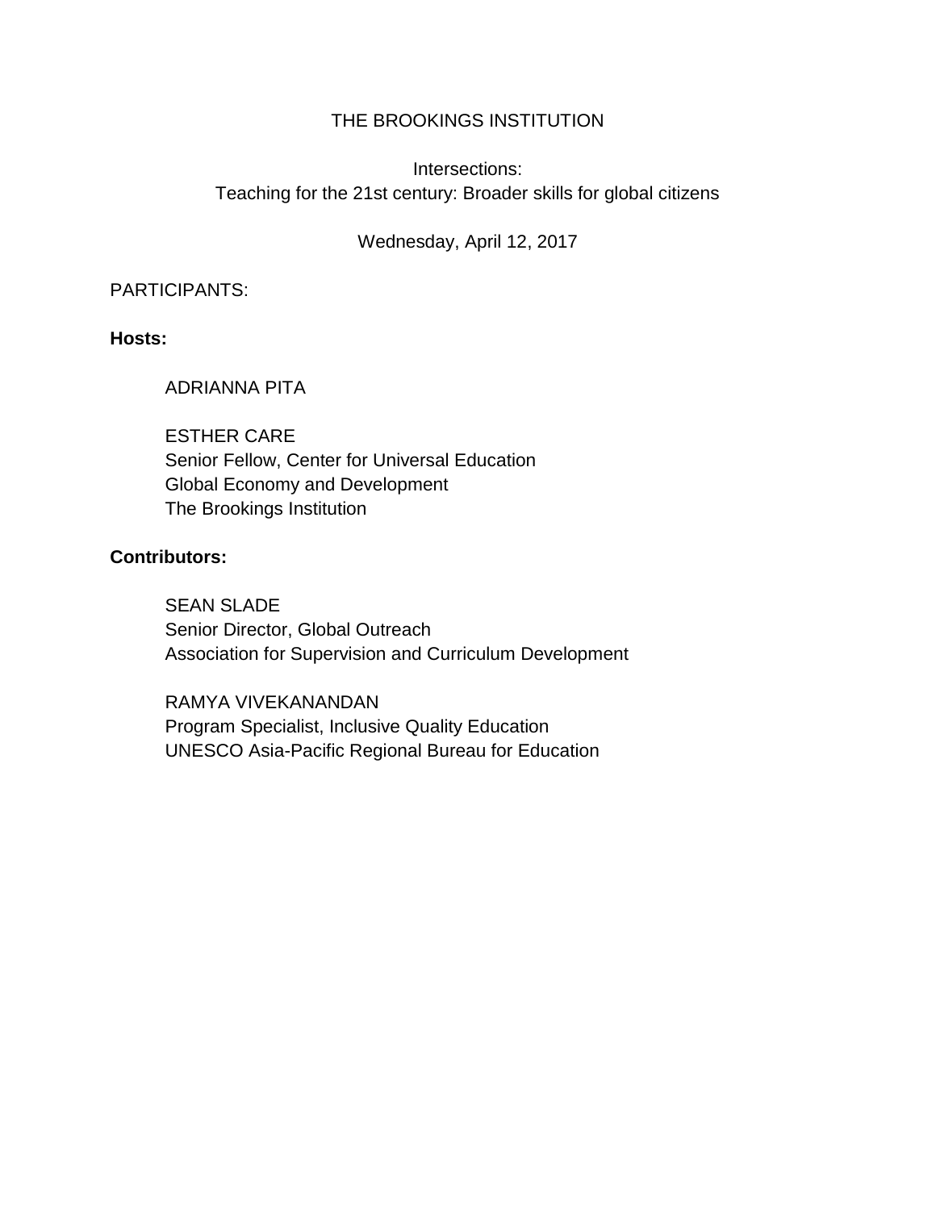# THE BROOKINGS INSTITUTION

## Intersections:
## Teaching for the 21st century: Broader skills for global citizens

Wednesday, April 12, 2017

PARTICIPANTS:

**Hosts:**

ADRIANNA PITA

ESTHER CARE
Senior Fellow, Center for Universal Education
Global Economy and Development
The Brookings Institution

**Contributors:**

SEAN SLADE
Senior Director, Global Outreach
Association for Supervision and Curriculum Development

RAMYA VIVEKANANDAN
Program Specialist, Inclusive Quality Education
UNESCO Asia-Pacific Regional Bureau for Education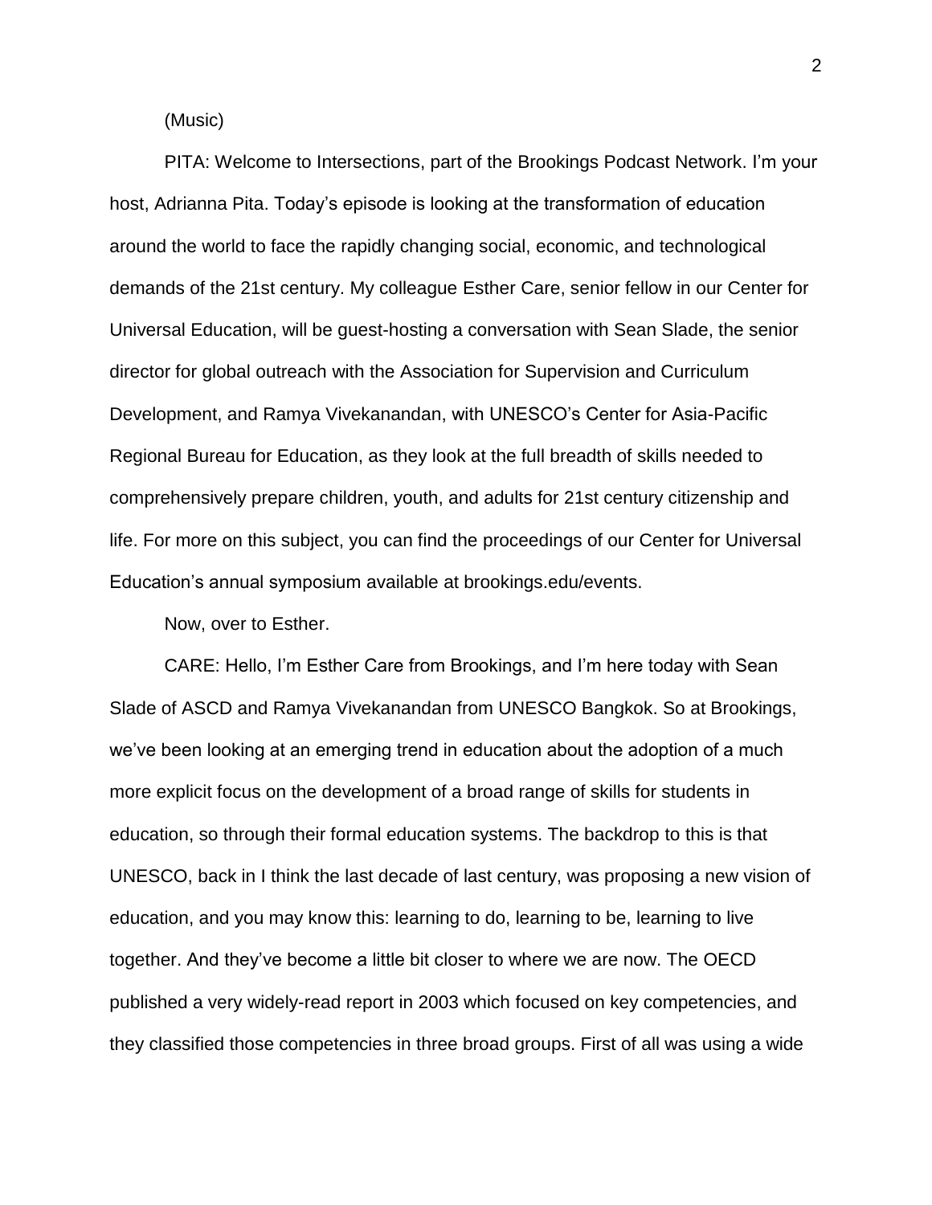(Music)

PITA: Welcome to Intersections, part of the Brookings Podcast Network. I'm your host, Adrianna Pita. Today's episode is looking at the transformation of education around the world to face the rapidly changing social, economic, and technological demands of the 21st century. My colleague Esther Care, senior fellow in our Center for Universal Education, will be guest-hosting a conversation with Sean Slade, the senior director for global outreach with the Association for Supervision and Curriculum Development, and Ramya Vivekanandan, with UNESCO's Center for Asia-Pacific Regional Bureau for Education, as they look at the full breadth of skills needed to comprehensively prepare children, youth, and adults for 21st century citizenship and life. For more on this subject, you can find the proceedings of our Center for Universal Education's annual symposium available at brookings.edu/events.

Now, over to Esther.

CARE: Hello, I'm Esther Care from Brookings, and I'm here today with Sean Slade of ASCD and Ramya Vivekanandan from UNESCO Bangkok. So at Brookings, we've been looking at an emerging trend in education about the adoption of a much more explicit focus on the development of a broad range of skills for students in education, so through their formal education systems. The backdrop to this is that UNESCO, back in I think the last decade of last century, was proposing a new vision of education, and you may know this: learning to do, learning to be, learning to live together. And they've become a little bit closer to where we are now. The OECD published a very widely-read report in 2003 which focused on key competencies, and they classified those competencies in three broad groups. First of all was using a wide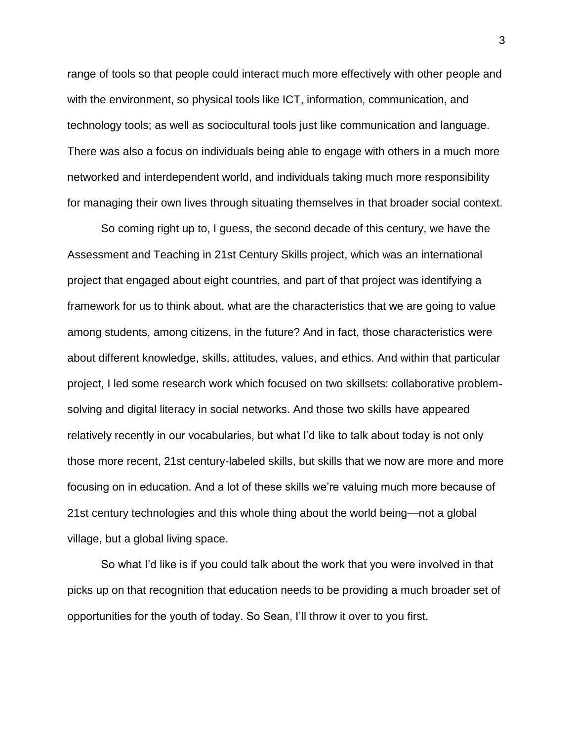range of tools so that people could interact much more effectively with other people and with the environment, so physical tools like ICT, information, communication, and technology tools; as well as sociocultural tools just like communication and language. There was also a focus on individuals being able to engage with others in a much more networked and interdependent world, and individuals taking much more responsibility for managing their own lives through situating themselves in that broader social context.

So coming right up to, I guess, the second decade of this century, we have the Assessment and Teaching in 21st Century Skills project, which was an international project that engaged about eight countries, and part of that project was identifying a framework for us to think about, what are the characteristics that we are going to value among students, among citizens, in the future? And in fact, those characteristics were about different knowledge, skills, attitudes, values, and ethics. And within that particular project, I led some research work which focused on two skillsets: collaborative problem-solving and digital literacy in social networks. And those two skills have appeared relatively recently in our vocabularies, but what I'd like to talk about today is not only those more recent, 21st century-labeled skills, but skills that we now are more and more focusing on in education. And a lot of these skills we're valuing much more because of 21st century technologies and this whole thing about the world being—not a global village, but a global living space.

So what I'd like is if you could talk about the work that you were involved in that picks up on that recognition that education needs to be providing a much broader set of opportunities for the youth of today. So Sean, I'll throw it over to you first.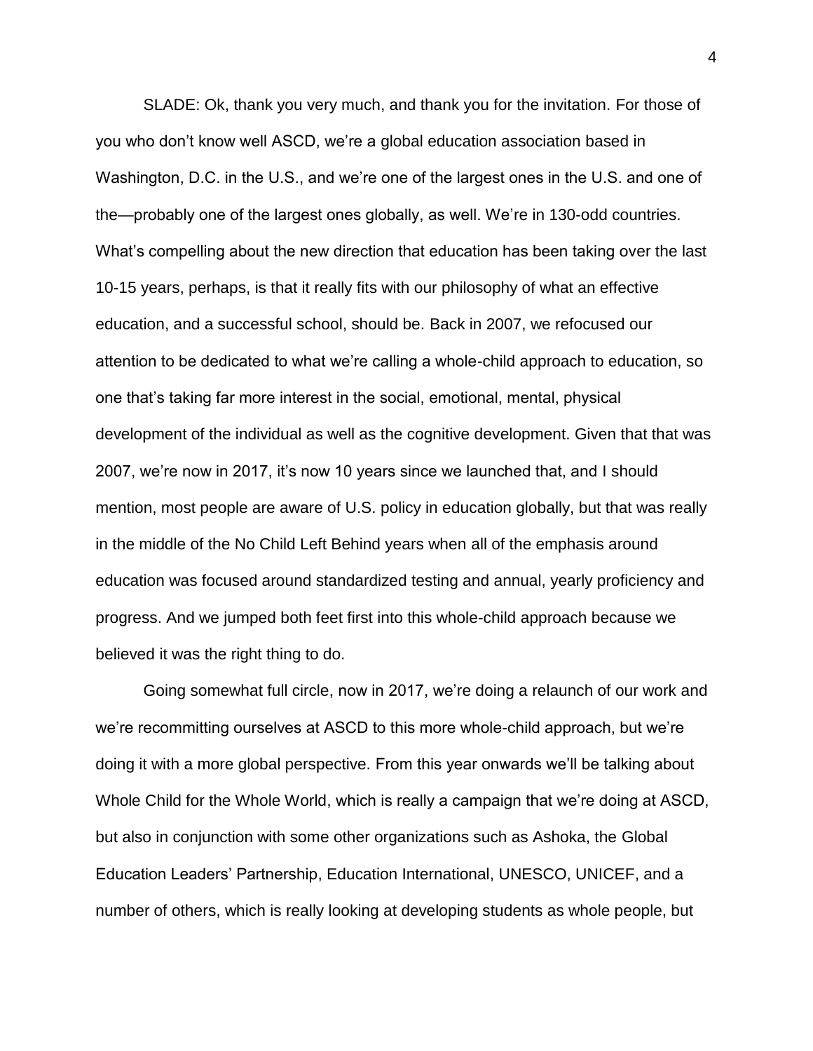SLADE: Ok, thank you very much, and thank you for the invitation. For those of you who don't know well ASCD, we're a global education association based in Washington, D.C. in the U.S., and we're one of the largest ones in the U.S. and one of the—probably one of the largest ones globally, as well. We're in 130-odd countries. What's compelling about the new direction that education has been taking over the last 10-15 years, perhaps, is that it really fits with our philosophy of what an effective education, and a successful school, should be. Back in 2007, we refocused our attention to be dedicated to what we're calling a whole-child approach to education, so one that's taking far more interest in the social, emotional, mental, physical development of the individual as well as the cognitive development. Given that that was 2007, we're now in 2017, it's now 10 years since we launched that, and I should mention, most people are aware of U.S. policy in education globally, but that was really in the middle of the No Child Left Behind years when all of the emphasis around education was focused around standardized testing and annual, yearly proficiency and progress. And we jumped both feet first into this whole-child approach because we believed it was the right thing to do.

Going somewhat full circle, now in 2017, we're doing a relaunch of our work and we're recommitting ourselves at ASCD to this more whole-child approach, but we're doing it with a more global perspective. From this year onwards we'll be talking about Whole Child for the Whole World, which is really a campaign that we're doing at ASCD, but also in conjunction with some other organizations such as Ashoka, the Global Education Leaders' Partnership, Education International, UNESCO, UNICEF, and a number of others, which is really looking at developing students as whole people, but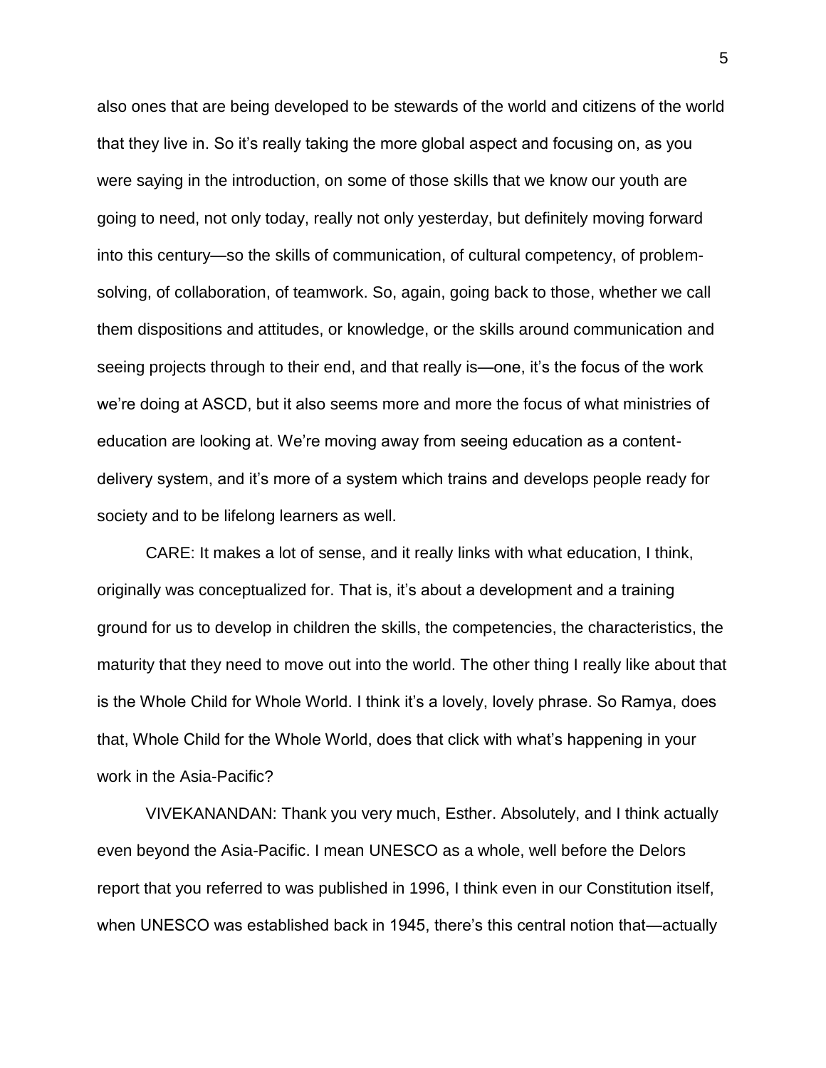also ones that are being developed to be stewards of the world and citizens of the world that they live in. So it's really taking the more global aspect and focusing on, as you were saying in the introduction, on some of those skills that we know our youth are going to need, not only today, really not only yesterday, but definitely moving forward into this century—so the skills of communication, of cultural competency, of problem-solving, of collaboration, of teamwork. So, again, going back to those, whether we call them dispositions and attitudes, or knowledge, or the skills around communication and seeing projects through to their end, and that really is—one, it's the focus of the work we're doing at ASCD, but it also seems more and more the focus of what ministries of education are looking at. We're moving away from seeing education as a content-delivery system, and it's more of a system which trains and develops people ready for society and to be lifelong learners as well.

CARE: It makes a lot of sense, and it really links with what education, I think, originally was conceptualized for. That is, it's about a development and a training ground for us to develop in children the skills, the competencies, the characteristics, the maturity that they need to move out into the world. The other thing I really like about that is the Whole Child for Whole World. I think it's a lovely, lovely phrase. So Ramya, does that, Whole Child for the Whole World, does that click with what's happening in your work in the Asia-Pacific?

VIVEKANANDAN: Thank you very much, Esther. Absolutely, and I think actually even beyond the Asia-Pacific. I mean UNESCO as a whole, well before the Delors report that you referred to was published in 1996, I think even in our Constitution itself, when UNESCO was established back in 1945, there's this central notion that—actually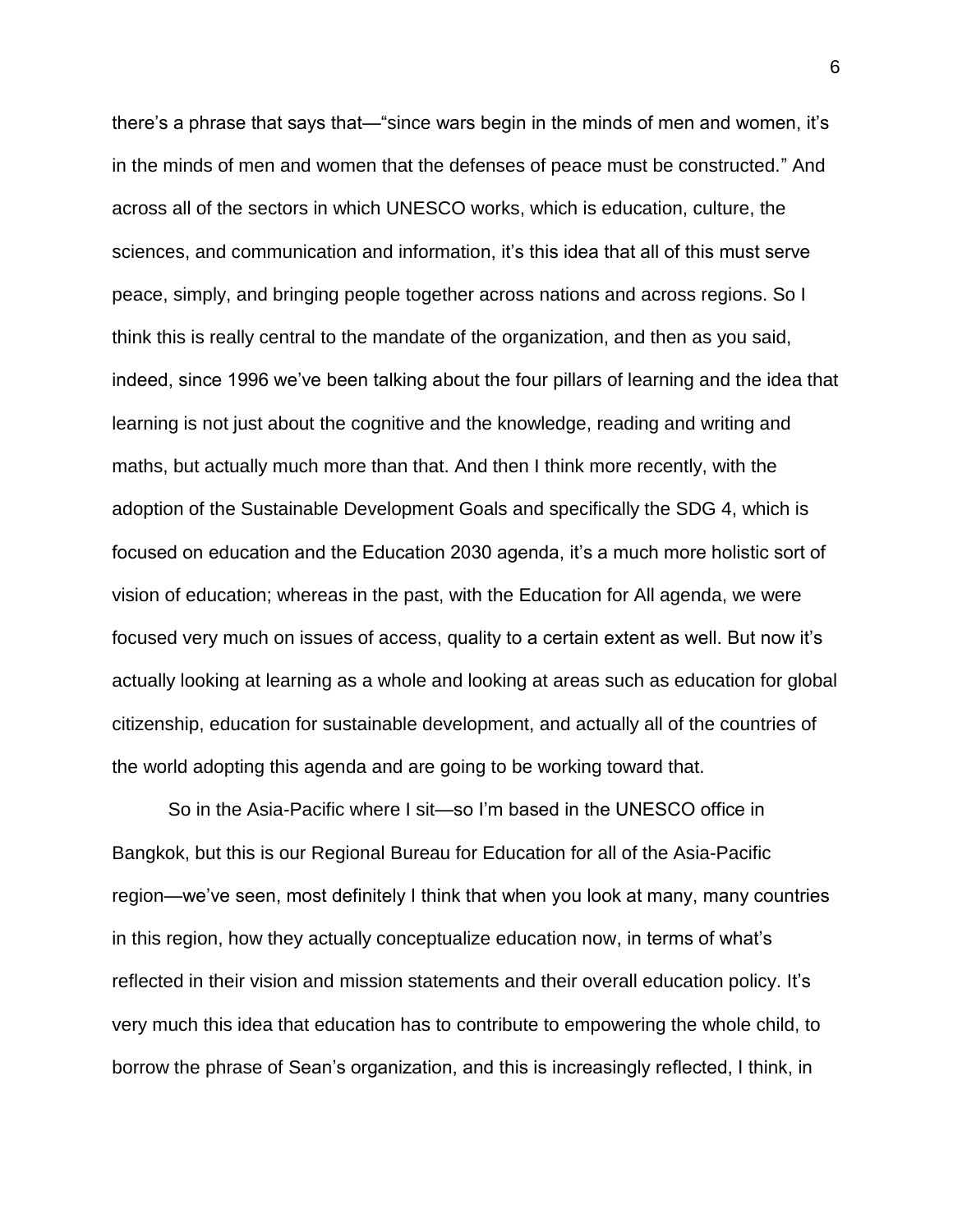there's a phrase that says that—"since wars begin in the minds of men and women, it's in the minds of men and women that the defenses of peace must be constructed." And across all of the sectors in which UNESCO works, which is education, culture, the sciences, and communication and information, it's this idea that all of this must serve peace, simply, and bringing people together across nations and across regions. So I think this is really central to the mandate of the organization, and then as you said, indeed, since 1996 we've been talking about the four pillars of learning and the idea that learning is not just about the cognitive and the knowledge, reading and writing and maths, but actually much more than that. And then I think more recently, with the adoption of the Sustainable Development Goals and specifically the SDG 4, which is focused on education and the Education 2030 agenda, it's a much more holistic sort of vision of education; whereas in the past, with the Education for All agenda, we were focused very much on issues of access, quality to a certain extent as well. But now it's actually looking at learning as a whole and looking at areas such as education for global citizenship, education for sustainable development, and actually all of the countries of the world adopting this agenda and are going to be working toward that.

So in the Asia-Pacific where I sit—so I'm based in the UNESCO office in Bangkok, but this is our Regional Bureau for Education for all of the Asia-Pacific region—we've seen, most definitely I think that when you look at many, many countries in this region, how they actually conceptualize education now, in terms of what's reflected in their vision and mission statements and their overall education policy. It's very much this idea that education has to contribute to empowering the whole child, to borrow the phrase of Sean's organization, and this is increasingly reflected, I think, in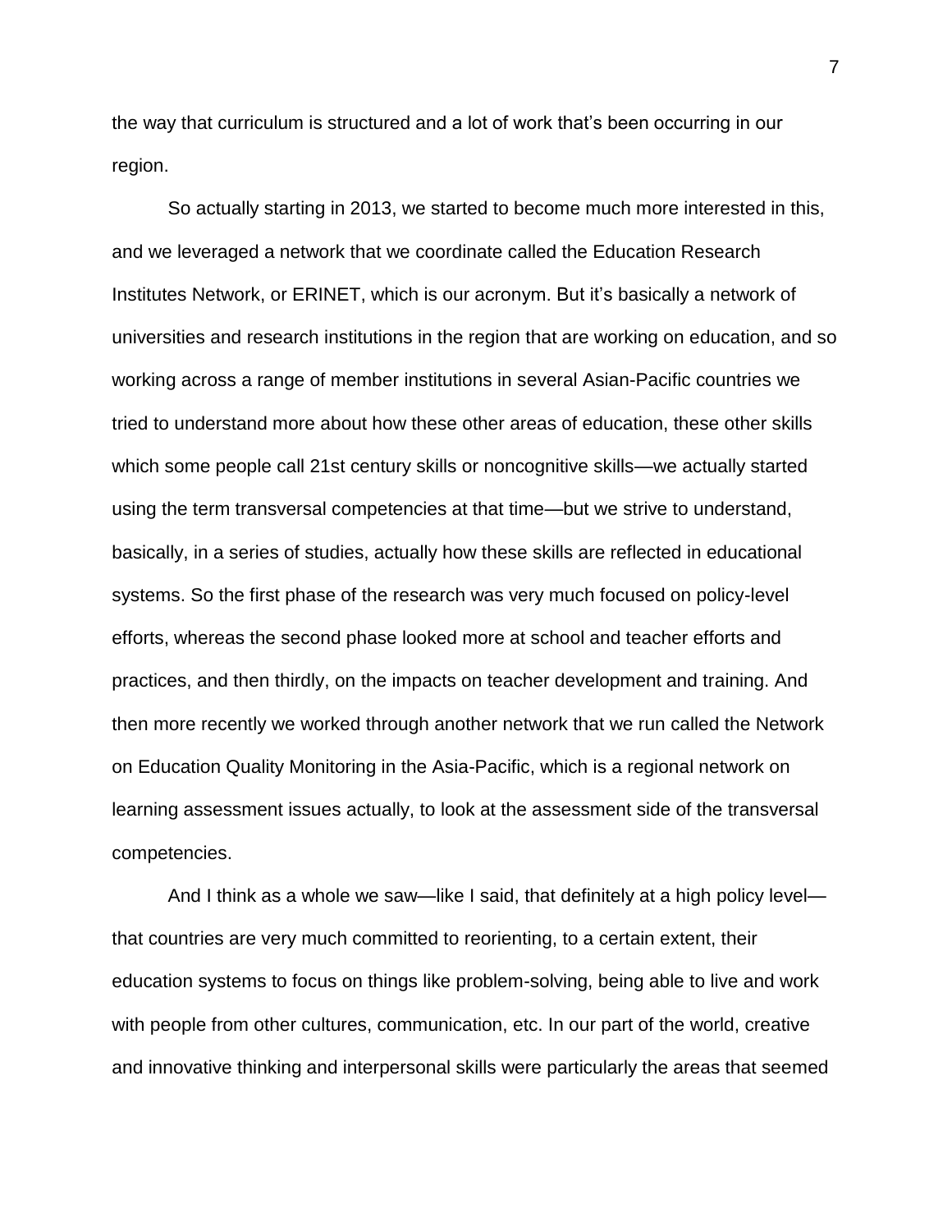the way that curriculum is structured and a lot of work that's been occurring in our region.

So actually starting in 2013, we started to become much more interested in this, and we leveraged a network that we coordinate called the Education Research Institutes Network, or ERINET, which is our acronym. But it's basically a network of universities and research institutions in the region that are working on education, and so working across a range of member institutions in several Asian-Pacific countries we tried to understand more about how these other areas of education, these other skills which some people call 21st century skills or noncognitive skills—we actually started using the term transversal competencies at that time—but we strive to understand, basically, in a series of studies, actually how these skills are reflected in educational systems. So the first phase of the research was very much focused on policy-level efforts, whereas the second phase looked more at school and teacher efforts and practices, and then thirdly, on the impacts on teacher development and training. And then more recently we worked through another network that we run called the Network on Education Quality Monitoring in the Asia-Pacific, which is a regional network on learning assessment issues actually, to look at the assessment side of the transversal competencies.

And I think as a whole we saw—like I said, that definitely at a high policy level—that countries are very much committed to reorienting, to a certain extent, their education systems to focus on things like problem-solving, being able to live and work with people from other cultures, communication, etc. In our part of the world, creative and innovative thinking and interpersonal skills were particularly the areas that seemed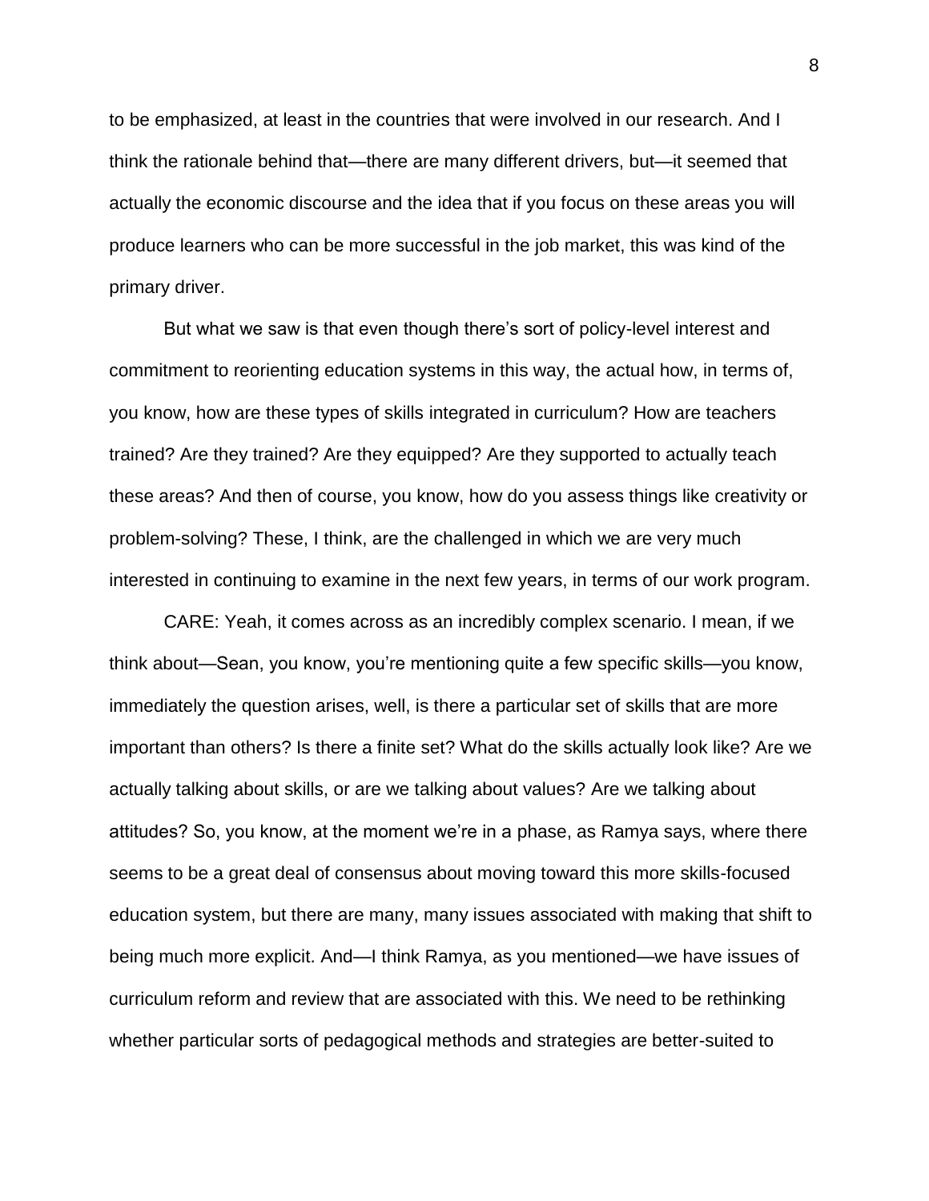to be emphasized, at least in the countries that were involved in our research. And I think the rationale behind that—there are many different drivers, but—it seemed that actually the economic discourse and the idea that if you focus on these areas you will produce learners who can be more successful in the job market, this was kind of the primary driver.

But what we saw is that even though there's sort of policy-level interest and commitment to reorienting education systems in this way, the actual how, in terms of, you know, how are these types of skills integrated in curriculum? How are teachers trained? Are they trained? Are they equipped? Are they supported to actually teach these areas? And then of course, you know, how do you assess things like creativity or problem-solving? These, I think, are the challenged in which we are very much interested in continuing to examine in the next few years, in terms of our work program.

CARE: Yeah, it comes across as an incredibly complex scenario. I mean, if we think about—Sean, you know, you're mentioning quite a few specific skills—you know, immediately the question arises, well, is there a particular set of skills that are more important than others? Is there a finite set? What do the skills actually look like? Are we actually talking about skills, or are we talking about values? Are we talking about attitudes? So, you know, at the moment we're in a phase, as Ramya says, where there seems to be a great deal of consensus about moving toward this more skills-focused education system, but there are many, many issues associated with making that shift to being much more explicit. And—I think Ramya, as you mentioned—we have issues of curriculum reform and review that are associated with this. We need to be rethinking whether particular sorts of pedagogical methods and strategies are better-suited to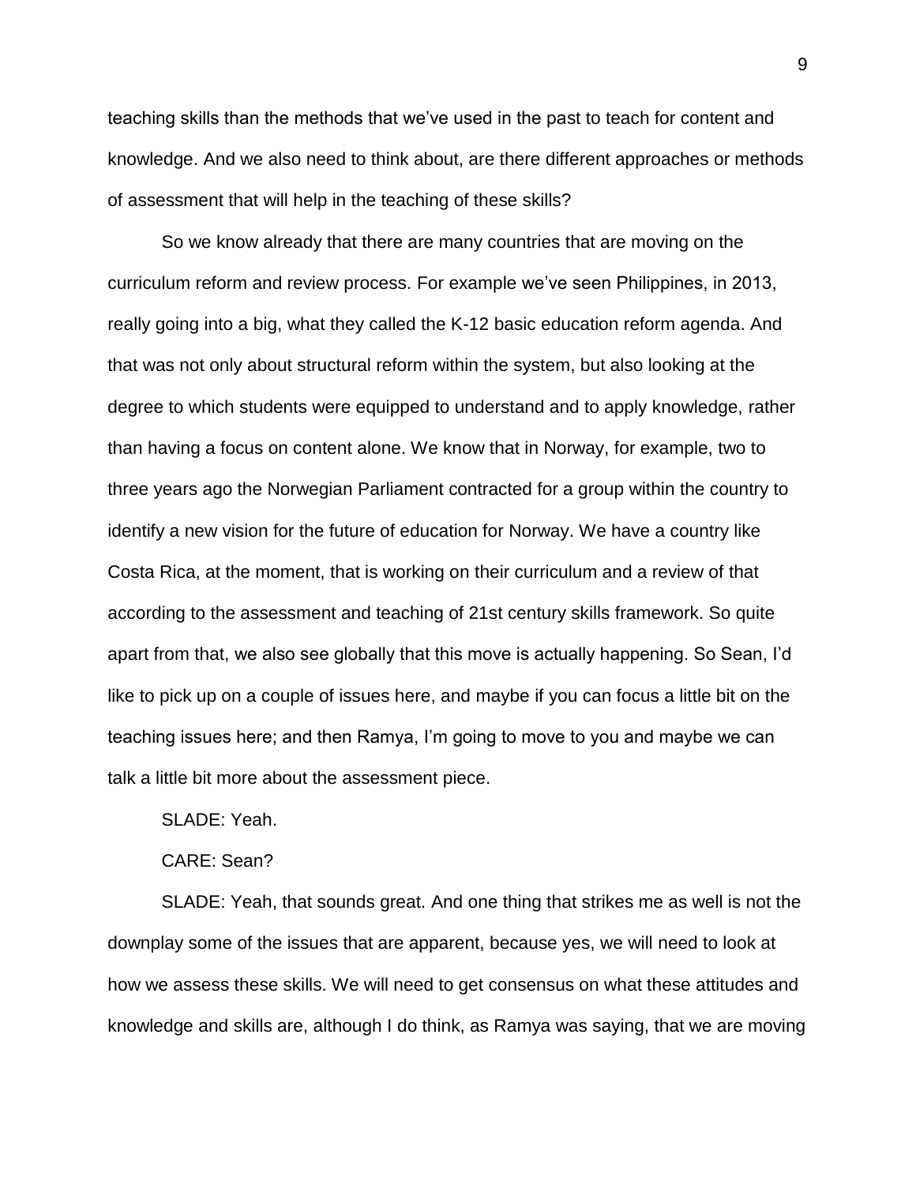teaching skills than the methods that we've used in the past to teach for content and knowledge. And we also need to think about, are there different approaches or methods of assessment that will help in the teaching of these skills?

So we know already that there are many countries that are moving on the curriculum reform and review process. For example we've seen Philippines, in 2013, really going into a big, what they called the K-12 basic education reform agenda. And that was not only about structural reform within the system, but also looking at the degree to which students were equipped to understand and to apply knowledge, rather than having a focus on content alone. We know that in Norway, for example, two to three years ago the Norwegian Parliament contracted for a group within the country to identify a new vision for the future of education for Norway. We have a country like Costa Rica, at the moment, that is working on their curriculum and a review of that according to the assessment and teaching of 21st century skills framework. So quite apart from that, we also see globally that this move is actually happening. So Sean, I'd like to pick up on a couple of issues here, and maybe if you can focus a little bit on the teaching issues here; and then Ramya, I'm going to move to you and maybe we can talk a little bit more about the assessment piece.

SLADE: Yeah.

CARE: Sean?

SLADE: Yeah, that sounds great. And one thing that strikes me as well is not the downplay some of the issues that are apparent, because yes, we will need to look at how we assess these skills. We will need to get consensus on what these attitudes and knowledge and skills are, although I do think, as Ramya was saying, that we are moving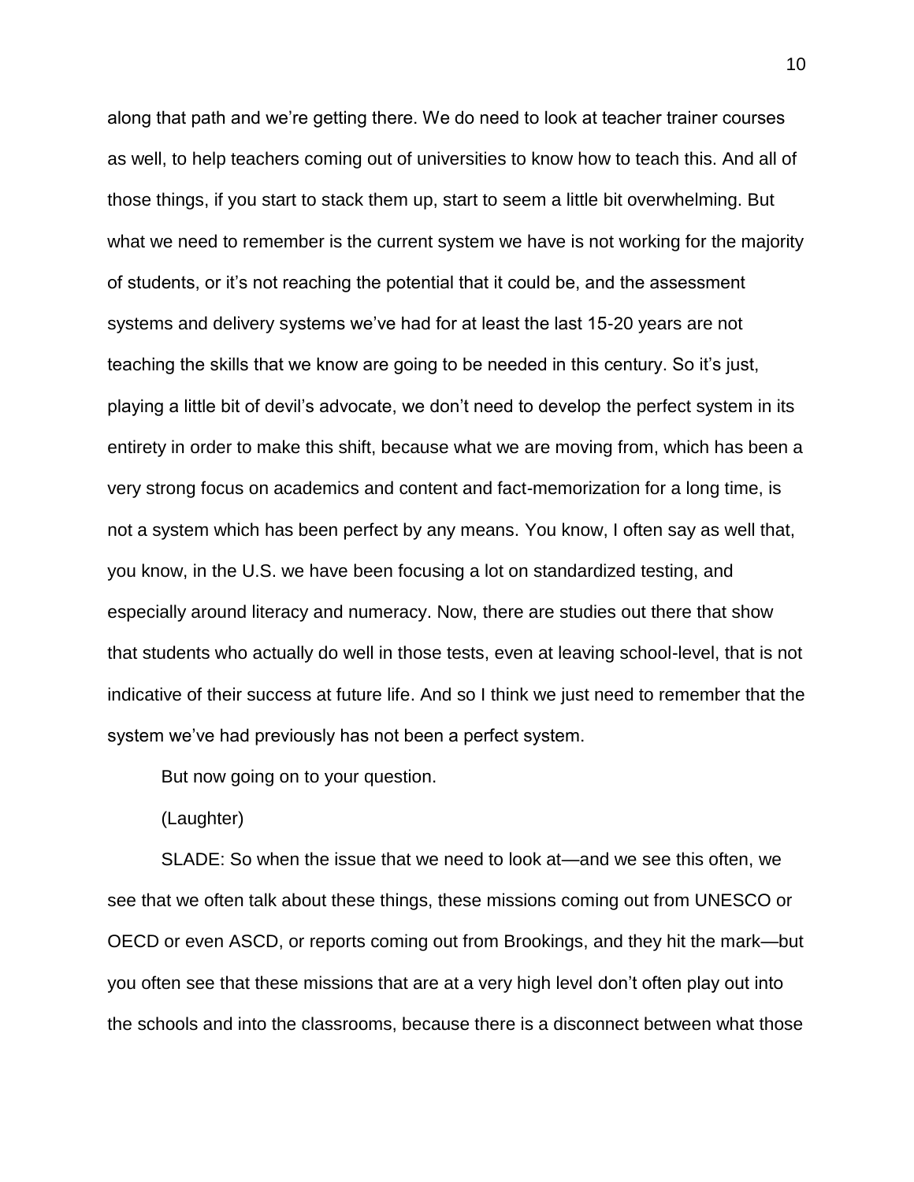along that path and we're getting there. We do need to look at teacher trainer courses as well, to help teachers coming out of universities to know how to teach this. And all of those things, if you start to stack them up, start to seem a little bit overwhelming. But what we need to remember is the current system we have is not working for the majority of students, or it's not reaching the potential that it could be, and the assessment systems and delivery systems we've had for at least the last 15-20 years are not teaching the skills that we know are going to be needed in this century. So it's just, playing a little bit of devil's advocate, we don't need to develop the perfect system in its entirety in order to make this shift, because what we are moving from, which has been a very strong focus on academics and content and fact-memorization for a long time, is not a system which has been perfect by any means. You know, I often say as well that, you know, in the U.S. we have been focusing a lot on standardized testing, and especially around literacy and numeracy. Now, there are studies out there that show that students who actually do well in those tests, even at leaving school-level, that is not indicative of their success at future life. And so I think we just need to remember that the system we've had previously has not been a perfect system.

But now going on to your question.

(Laughter)

SLADE: So when the issue that we need to look at—and we see this often, we see that we often talk about these things, these missions coming out from UNESCO or OECD or even ASCD, or reports coming out from Brookings, and they hit the mark—but you often see that these missions that are at a very high level don't often play out into the schools and into the classrooms, because there is a disconnect between what those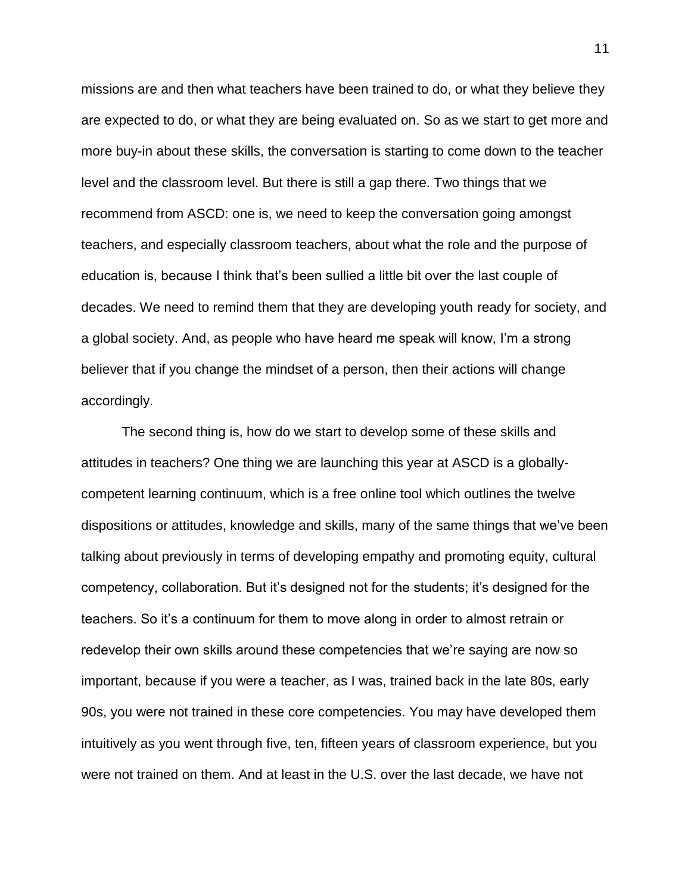missions are and then what teachers have been trained to do, or what they believe they are expected to do, or what they are being evaluated on. So as we start to get more and more buy-in about these skills, the conversation is starting to come down to the teacher level and the classroom level. But there is still a gap there. Two things that we recommend from ASCD: one is, we need to keep the conversation going amongst teachers, and especially classroom teachers, about what the role and the purpose of education is, because I think that's been sullied a little bit over the last couple of decades. We need to remind them that they are developing youth ready for society, and a global society. And, as people who have heard me speak will know, I'm a strong believer that if you change the mindset of a person, then their actions will change accordingly.

The second thing is, how do we start to develop some of these skills and attitudes in teachers? One thing we are launching this year at ASCD is a globally-competent learning continuum, which is a free online tool which outlines the twelve dispositions or attitudes, knowledge and skills, many of the same things that we've been talking about previously in terms of developing empathy and promoting equity, cultural competency, collaboration. But it's designed not for the students; it's designed for the teachers. So it's a continuum for them to move along in order to almost retrain or redevelop their own skills around these competencies that we're saying are now so important, because if you were a teacher, as I was, trained back in the late 80s, early 90s, you were not trained in these core competencies. You may have developed them intuitively as you went through five, ten, fifteen years of classroom experience, but you were not trained on them. And at least in the U.S. over the last decade, we have not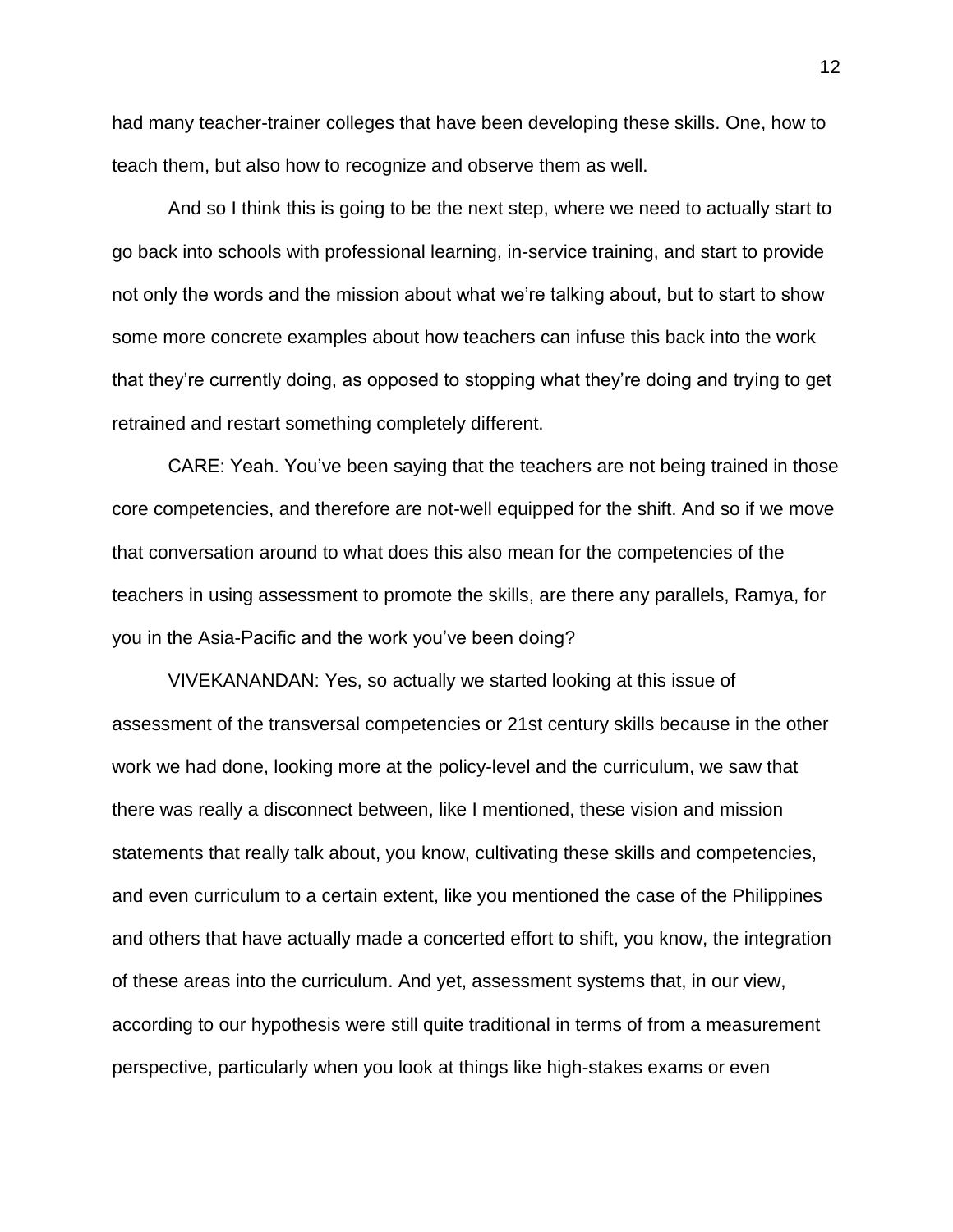had many teacher-trainer colleges that have been developing these skills. One, how to teach them, but also how to recognize and observe them as well.

And so I think this is going to be the next step, where we need to actually start to go back into schools with professional learning, in-service training, and start to provide not only the words and the mission about what we're talking about, but to start to show some more concrete examples about how teachers can infuse this back into the work that they're currently doing, as opposed to stopping what they're doing and trying to get retrained and restart something completely different.

CARE: Yeah. You've been saying that the teachers are not being trained in those core competencies, and therefore are not-well equipped for the shift. And so if we move that conversation around to what does this also mean for the competencies of the teachers in using assessment to promote the skills, are there any parallels, Ramya, for you in the Asia-Pacific and the work you've been doing?

VIVEKANANDAN: Yes, so actually we started looking at this issue of assessment of the transversal competencies or 21st century skills because in the other work we had done, looking more at the policy-level and the curriculum, we saw that there was really a disconnect between, like I mentioned, these vision and mission statements that really talk about, you know, cultivating these skills and competencies, and even curriculum to a certain extent, like you mentioned the case of the Philippines and others that have actually made a concerted effort to shift, you know, the integration of these areas into the curriculum. And yet, assessment systems that, in our view, according to our hypothesis were still quite traditional in terms of from a measurement perspective, particularly when you look at things like high-stakes exams or even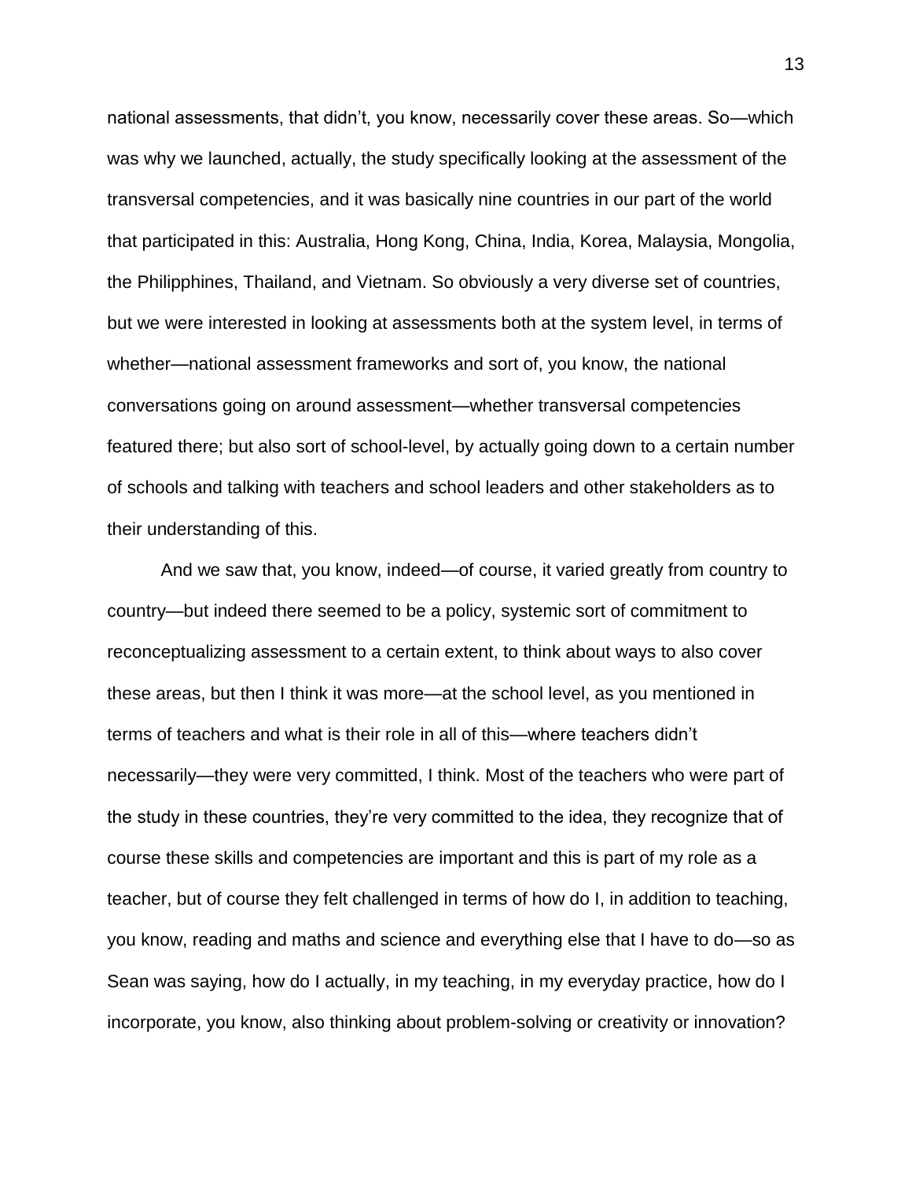national assessments, that didn't, you know, necessarily cover these areas. So—which was why we launched, actually, the study specifically looking at the assessment of the transversal competencies, and it was basically nine countries in our part of the world that participated in this: Australia, Hong Kong, China, India, Korea, Malaysia, Mongolia, the Philipphines, Thailand, and Vietnam. So obviously a very diverse set of countries, but we were interested in looking at assessments both at the system level, in terms of whether—national assessment frameworks and sort of, you know, the national conversations going on around assessment—whether transversal competencies featured there; but also sort of school-level, by actually going down to a certain number of schools and talking with teachers and school leaders and other stakeholders as to their understanding of this.

And we saw that, you know, indeed—of course, it varied greatly from country to country—but indeed there seemed to be a policy, systemic sort of commitment to reconceptualizing assessment to a certain extent, to think about ways to also cover these areas, but then I think it was more—at the school level, as you mentioned in terms of teachers and what is their role in all of this—where teachers didn't necessarily—they were very committed, I think. Most of the teachers who were part of the study in these countries, they're very committed to the idea, they recognize that of course these skills and competencies are important and this is part of my role as a teacher, but of course they felt challenged in terms of how do I, in addition to teaching, you know, reading and maths and science and everything else that I have to do—so as Sean was saying, how do I actually, in my teaching, in my everyday practice, how do I incorporate, you know, also thinking about problem-solving or creativity or innovation?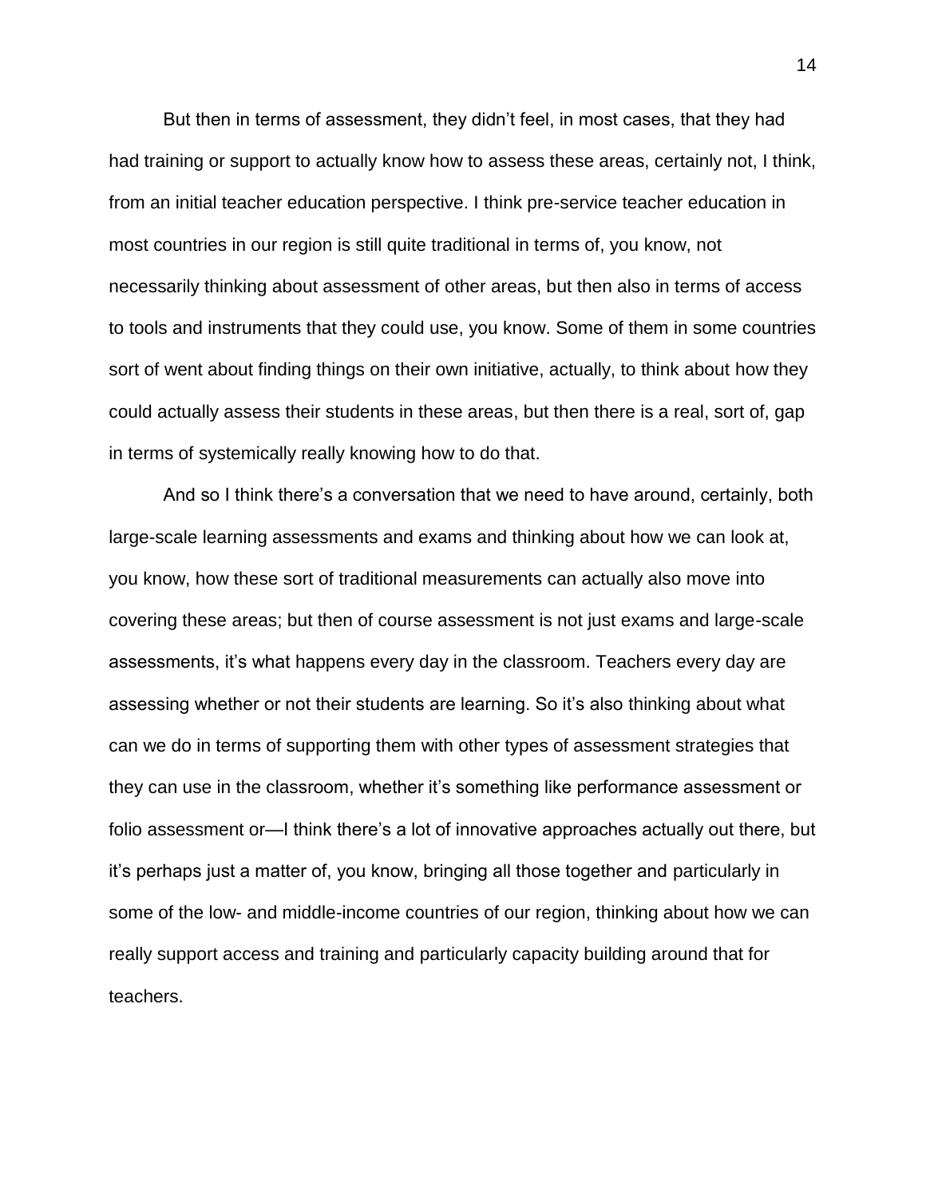But then in terms of assessment, they didn't feel, in most cases, that they had had training or support to actually know how to assess these areas, certainly not, I think, from an initial teacher education perspective. I think pre-service teacher education in most countries in our region is still quite traditional in terms of, you know, not necessarily thinking about assessment of other areas, but then also in terms of access to tools and instruments that they could use, you know. Some of them in some countries sort of went about finding things on their own initiative, actually, to think about how they could actually assess their students in these areas, but then there is a real, sort of, gap in terms of systemically really knowing how to do that.

And so I think there's a conversation that we need to have around, certainly, both large-scale learning assessments and exams and thinking about how we can look at, you know, how these sort of traditional measurements can actually also move into covering these areas; but then of course assessment is not just exams and large-scale assessments, it's what happens every day in the classroom. Teachers every day are assessing whether or not their students are learning. So it's also thinking about what can we do in terms of supporting them with other types of assessment strategies that they can use in the classroom, whether it's something like performance assessment or folio assessment or—I think there's a lot of innovative approaches actually out there, but it's perhaps just a matter of, you know, bringing all those together and particularly in some of the low- and middle-income countries of our region, thinking about how we can really support access and training and particularly capacity building around that for teachers.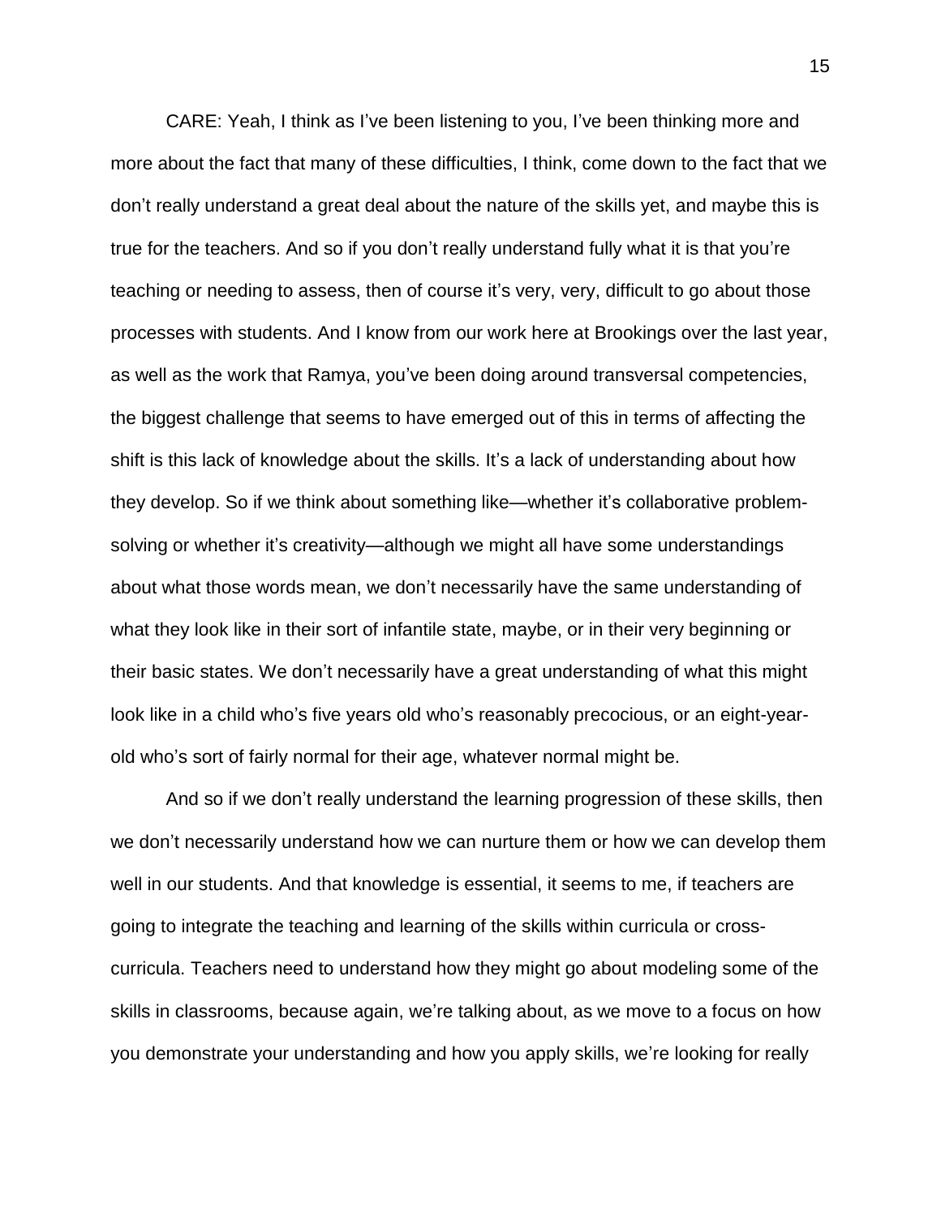CARE: Yeah, I think as I've been listening to you, I've been thinking more and more about the fact that many of these difficulties, I think, come down to the fact that we don't really understand a great deal about the nature of the skills yet, and maybe this is true for the teachers. And so if you don't really understand fully what it is that you're teaching or needing to assess, then of course it's very, very, difficult to go about those processes with students. And I know from our work here at Brookings over the last year, as well as the work that Ramya, you've been doing around transversal competencies, the biggest challenge that seems to have emerged out of this in terms of affecting the shift is this lack of knowledge about the skills. It's a lack of understanding about how they develop. So if we think about something like—whether it's collaborative problem-solving or whether it's creativity—although we might all have some understandings about what those words mean, we don't necessarily have the same understanding of what they look like in their sort of infantile state, maybe, or in their very beginning or their basic states. We don't necessarily have a great understanding of what this might look like in a child who's five years old who's reasonably precocious, or an eight-year-old who's sort of fairly normal for their age, whatever normal might be.

And so if we don't really understand the learning progression of these skills, then we don't necessarily understand how we can nurture them or how we can develop them well in our students. And that knowledge is essential, it seems to me, if teachers are going to integrate the teaching and learning of the skills within curricula or cross-curricula. Teachers need to understand how they might go about modeling some of the skills in classrooms, because again, we're talking about, as we move to a focus on how you demonstrate your understanding and how you apply skills, we're looking for really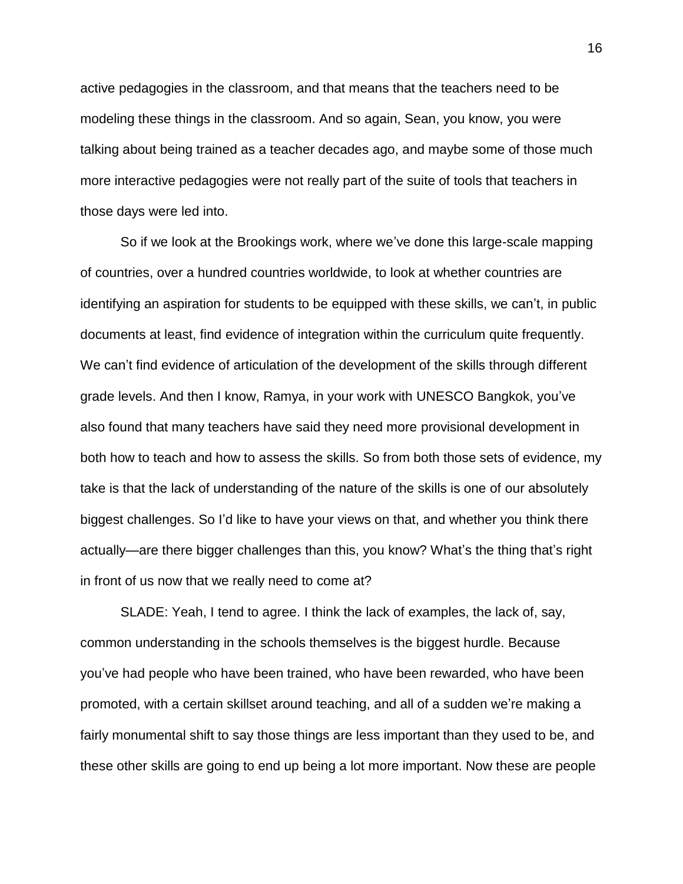active pedagogies in the classroom, and that means that the teachers need to be modeling these things in the classroom. And so again, Sean, you know, you were talking about being trained as a teacher decades ago, and maybe some of those much more interactive pedagogies were not really part of the suite of tools that teachers in those days were led into.

So if we look at the Brookings work, where we've done this large-scale mapping of countries, over a hundred countries worldwide, to look at whether countries are identifying an aspiration for students to be equipped with these skills, we can't, in public documents at least, find evidence of integration within the curriculum quite frequently. We can't find evidence of articulation of the development of the skills through different grade levels. And then I know, Ramya, in your work with UNESCO Bangkok, you've also found that many teachers have said they need more provisional development in both how to teach and how to assess the skills. So from both those sets of evidence, my take is that the lack of understanding of the nature of the skills is one of our absolutely biggest challenges. So I'd like to have your views on that, and whether you think there actually—are there bigger challenges than this, you know? What's the thing that's right in front of us now that we really need to come at?

SLADE: Yeah, I tend to agree. I think the lack of examples, the lack of, say, common understanding in the schools themselves is the biggest hurdle. Because you've had people who have been trained, who have been rewarded, who have been promoted, with a certain skillset around teaching, and all of a sudden we're making a fairly monumental shift to say those things are less important than they used to be, and these other skills are going to end up being a lot more important. Now these are people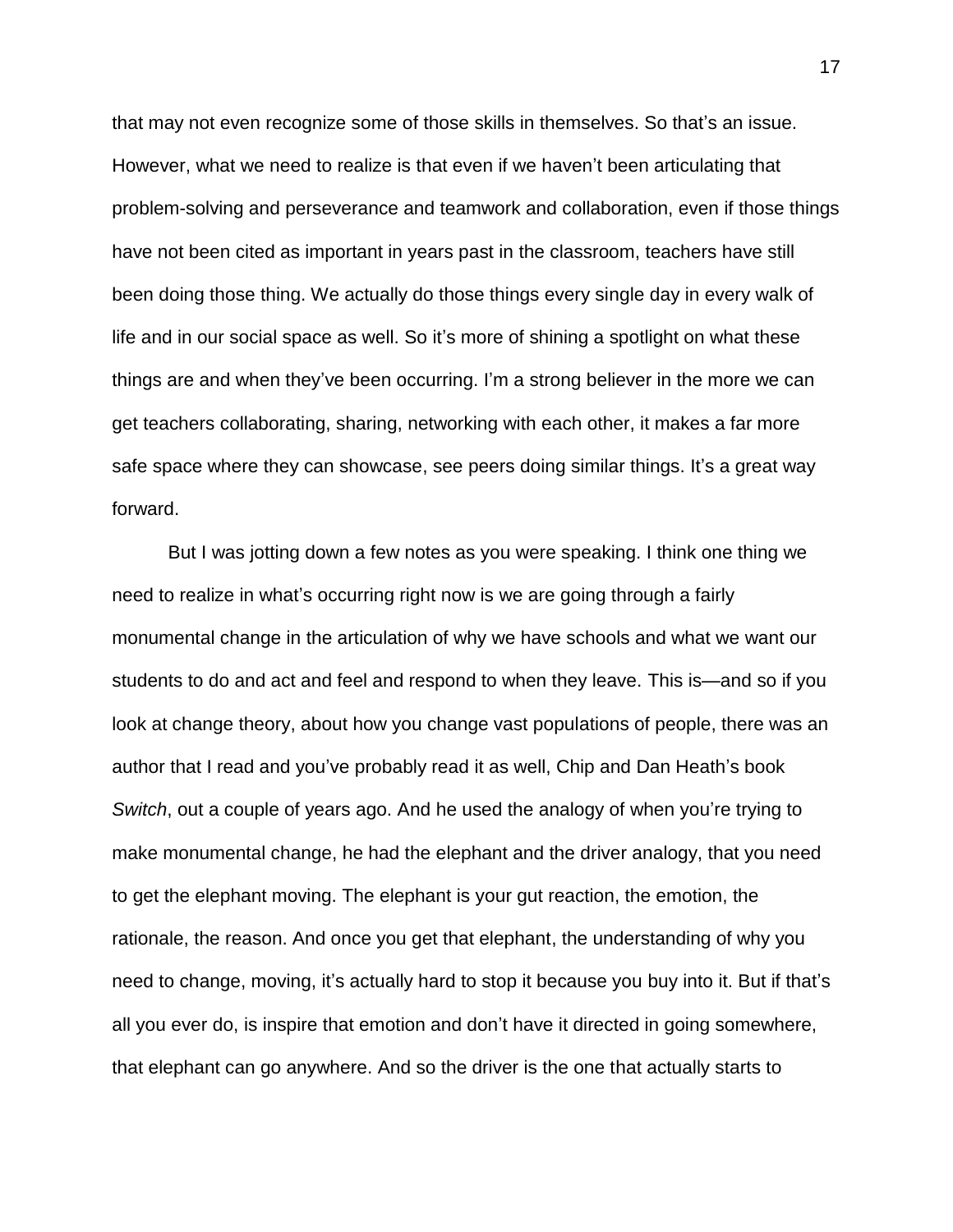that may not even recognize some of those skills in themselves. So that's an issue. However, what we need to realize is that even if we haven't been articulating that problem-solving and perseverance and teamwork and collaboration, even if those things have not been cited as important in years past in the classroom, teachers have still been doing those thing. We actually do those things every single day in every walk of life and in our social space as well. So it's more of shining a spotlight on what these things are and when they've been occurring. I'm a strong believer in the more we can get teachers collaborating, sharing, networking with each other, it makes a far more safe space where they can showcase, see peers doing similar things. It's a great way forward.

But I was jotting down a few notes as you were speaking. I think one thing we need to realize in what's occurring right now is we are going through a fairly monumental change in the articulation of why we have schools and what we want our students to do and act and feel and respond to when they leave. This is—and so if you look at change theory, about how you change vast populations of people, there was an author that I read and you've probably read it as well, Chip and Dan Heath's book *Switch*, out a couple of years ago. And he used the analogy of when you're trying to make monumental change, he had the elephant and the driver analogy, that you need to get the elephant moving. The elephant is your gut reaction, the emotion, the rationale, the reason. And once you get that elephant, the understanding of why you need to change, moving, it's actually hard to stop it because you buy into it. But if that's all you ever do, is inspire that emotion and don't have it directed in going somewhere, that elephant can go anywhere. And so the driver is the one that actually starts to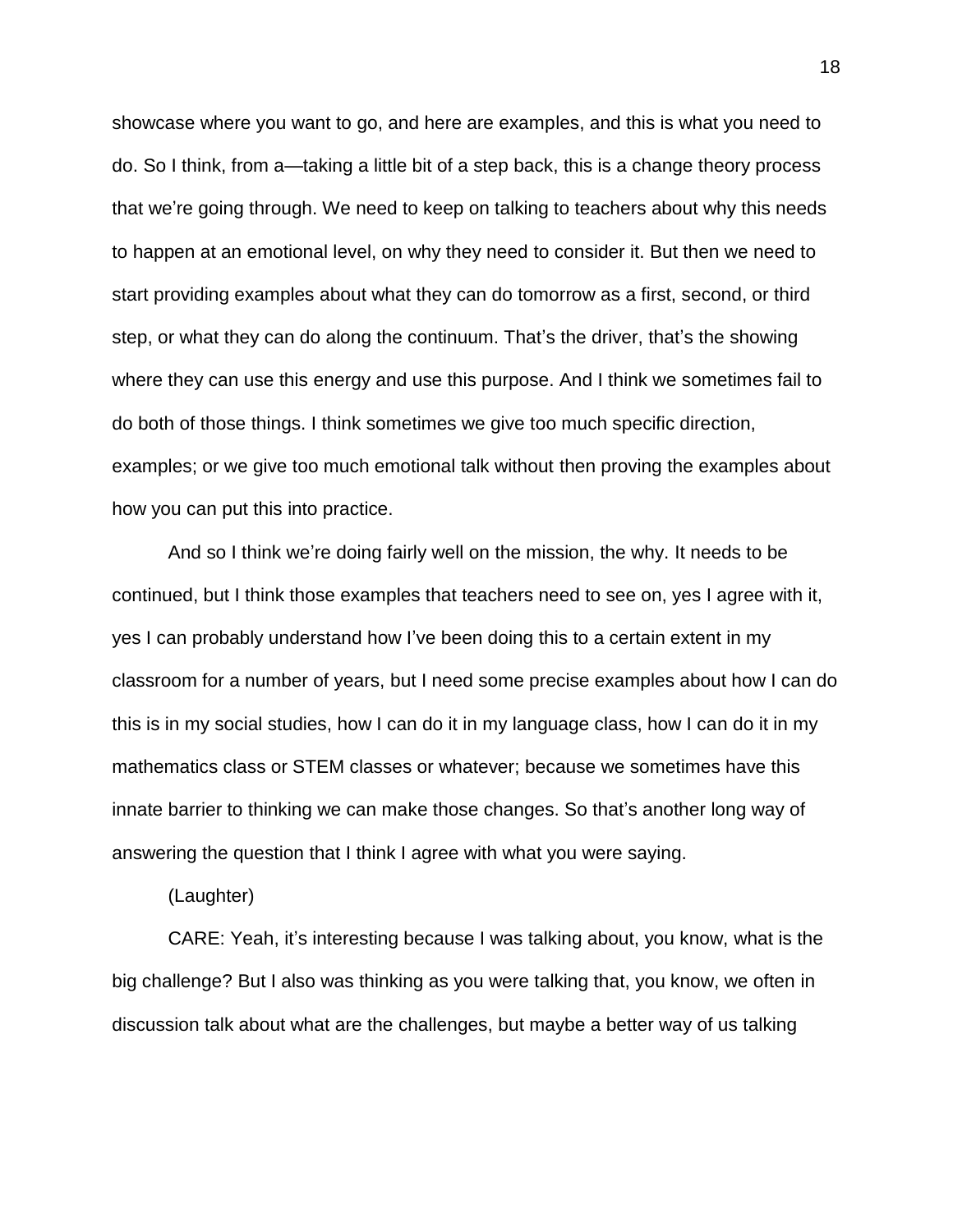showcase where you want to go, and here are examples, and this is what you need to do. So I think, from a—taking a little bit of a step back, this is a change theory process that we're going through. We need to keep on talking to teachers about why this needs to happen at an emotional level, on why they need to consider it. But then we need to start providing examples about what they can do tomorrow as a first, second, or third step, or what they can do along the continuum. That's the driver, that's the showing where they can use this energy and use this purpose. And I think we sometimes fail to do both of those things. I think sometimes we give too much specific direction, examples; or we give too much emotional talk without then proving the examples about how you can put this into practice.

And so I think we're doing fairly well on the mission, the why. It needs to be continued, but I think those examples that teachers need to see on, yes I agree with it, yes I can probably understand how I've been doing this to a certain extent in my classroom for a number of years, but I need some precise examples about how I can do this is in my social studies, how I can do it in my language class, how I can do it in my mathematics class or STEM classes or whatever; because we sometimes have this innate barrier to thinking we can make those changes. So that's another long way of answering the question that I think I agree with what you were saying.

(Laughter)

CARE: Yeah, it's interesting because I was talking about, you know, what is the big challenge? But I also was thinking as you were talking that, you know, we often in discussion talk about what are the challenges, but maybe a better way of us talking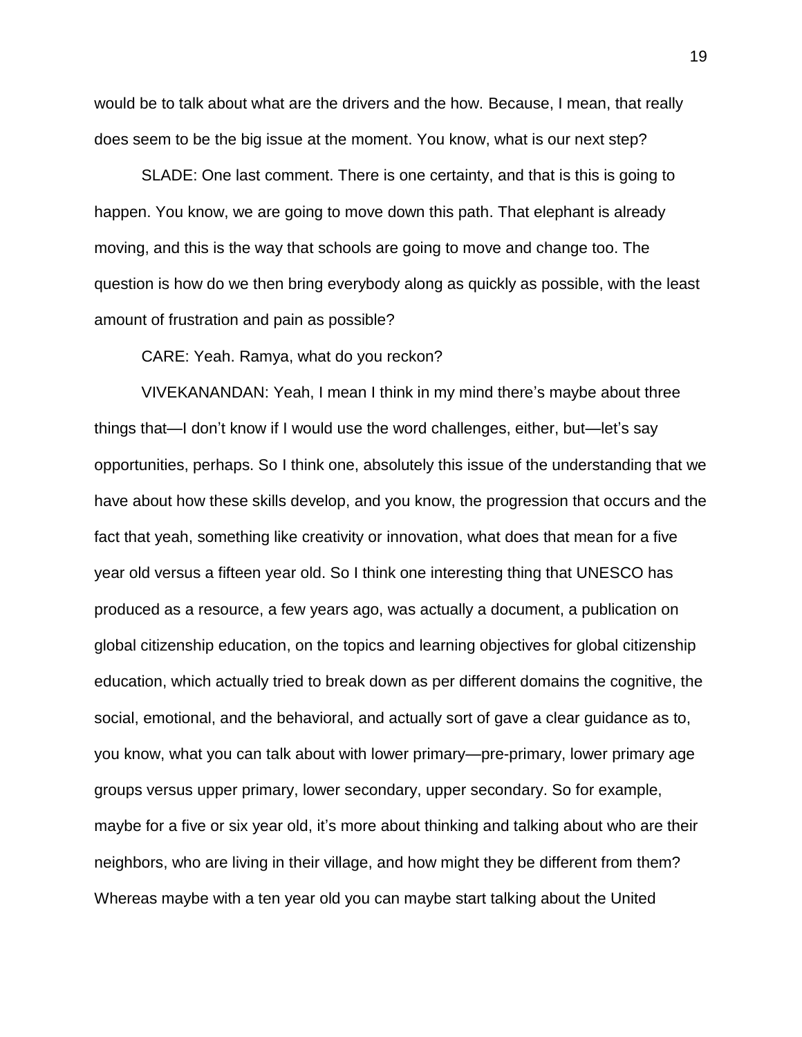would be to talk about what are the drivers and the how. Because, I mean, that really does seem to be the big issue at the moment. You know, what is our next step?

SLADE: One last comment. There is one certainty, and that is this is going to happen. You know, we are going to move down this path. That elephant is already moving, and this is the way that schools are going to move and change too. The question is how do we then bring everybody along as quickly as possible, with the least amount of frustration and pain as possible?

CARE: Yeah. Ramya, what do you reckon?

VIVEKANANDAN: Yeah, I mean I think in my mind there's maybe about three things that—I don't know if I would use the word challenges, either, but—let's say opportunities, perhaps. So I think one, absolutely this issue of the understanding that we have about how these skills develop, and you know, the progression that occurs and the fact that yeah, something like creativity or innovation, what does that mean for a five year old versus a fifteen year old. So I think one interesting thing that UNESCO has produced as a resource, a few years ago, was actually a document, a publication on global citizenship education, on the topics and learning objectives for global citizenship education, which actually tried to break down as per different domains the cognitive, the social, emotional, and the behavioral, and actually sort of gave a clear guidance as to, you know, what you can talk about with lower primary—pre-primary, lower primary age groups versus upper primary, lower secondary, upper secondary. So for example, maybe for a five or six year old, it's more about thinking and talking about who are their neighbors, who are living in their village, and how might they be different from them? Whereas maybe with a ten year old you can maybe start talking about the United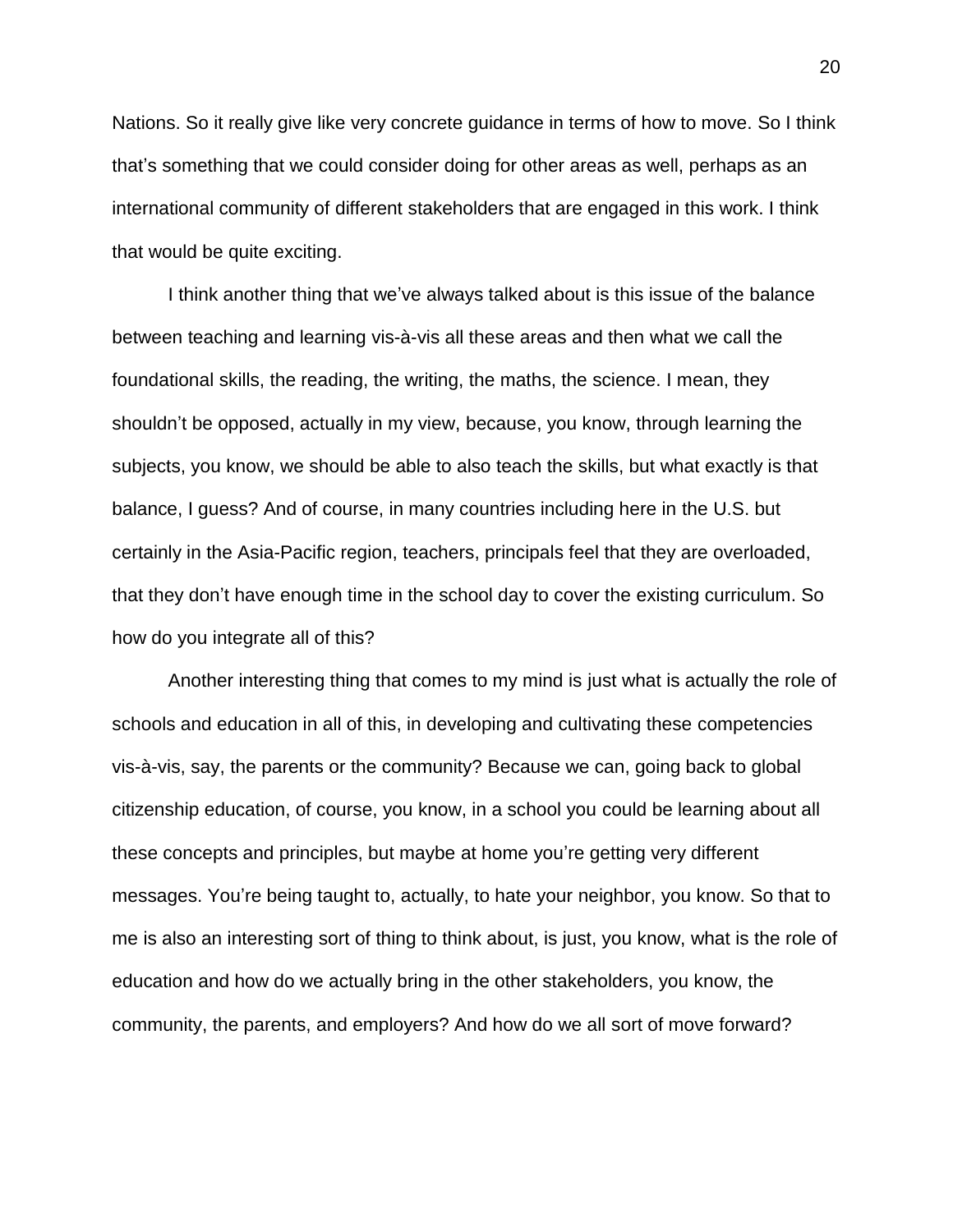Nations. So it really give like very concrete guidance in terms of how to move. So I think that's something that we could consider doing for other areas as well, perhaps as an international community of different stakeholders that are engaged in this work. I think that would be quite exciting.

I think another thing that we've always talked about is this issue of the balance between teaching and learning vis-à-vis all these areas and then what we call the foundational skills, the reading, the writing, the maths, the science. I mean, they shouldn't be opposed, actually in my view, because, you know, through learning the subjects, you know, we should be able to also teach the skills, but what exactly is that balance, I guess? And of course, in many countries including here in the U.S. but certainly in the Asia-Pacific region, teachers, principals feel that they are overloaded, that they don't have enough time in the school day to cover the existing curriculum. So how do you integrate all of this?

Another interesting thing that comes to my mind is just what is actually the role of schools and education in all of this, in developing and cultivating these competencies vis-à-vis, say, the parents or the community? Because we can, going back to global citizenship education, of course, you know, in a school you could be learning about all these concepts and principles, but maybe at home you're getting very different messages. You're being taught to, actually, to hate your neighbor, you know. So that to me is also an interesting sort of thing to think about, is just, you know, what is the role of education and how do we actually bring in the other stakeholders, you know, the community, the parents, and employers? And how do we all sort of move forward?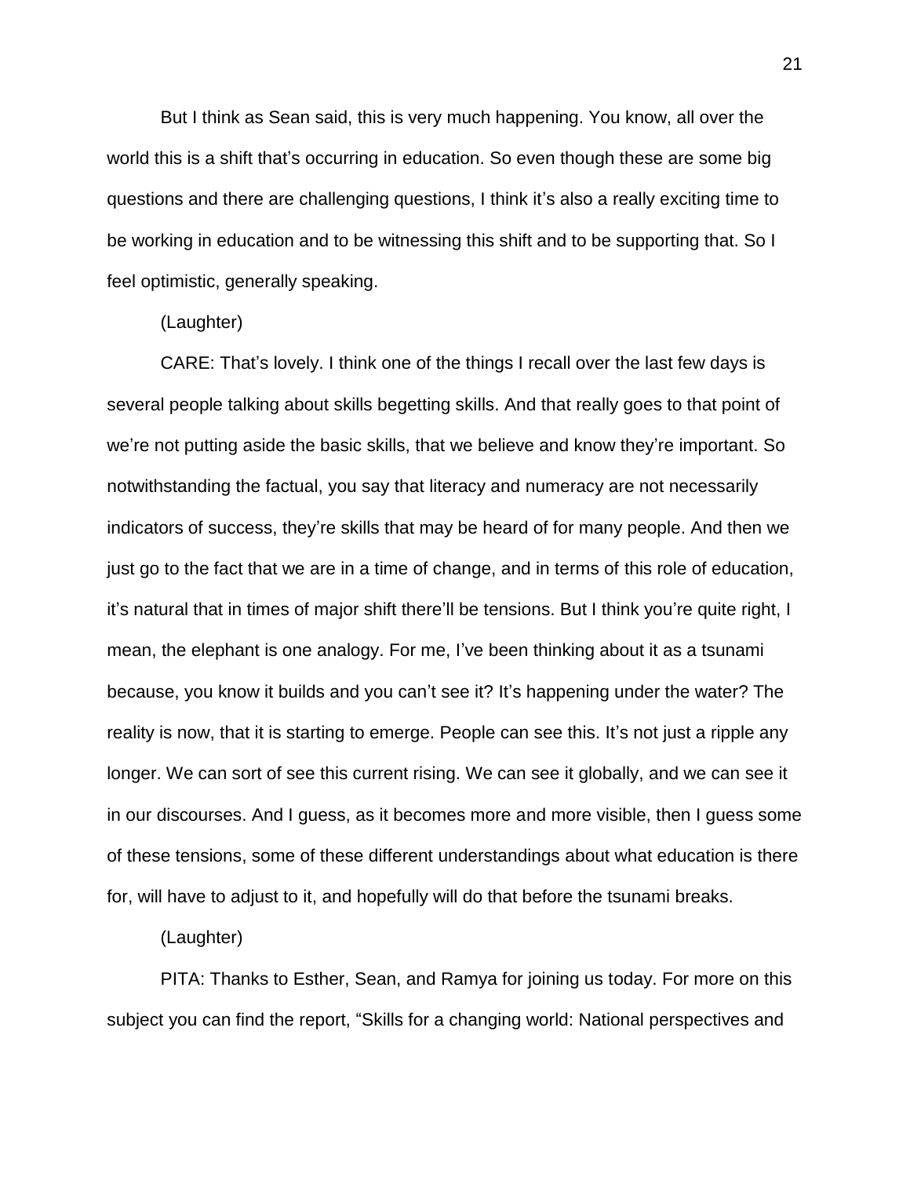But I think as Sean said, this is very much happening. You know, all over the world this is a shift that's occurring in education. So even though these are some big questions and there are challenging questions, I think it's also a really exciting time to be working in education and to be witnessing this shift and to be supporting that. So I feel optimistic, generally speaking.

(Laughter)

CARE: That's lovely. I think one of the things I recall over the last few days is several people talking about skills begetting skills. And that really goes to that point of we're not putting aside the basic skills, that we believe and know they're important. So notwithstanding the factual, you say that literacy and numeracy are not necessarily indicators of success, they're skills that may be heard of for many people. And then we just go to the fact that we are in a time of change, and in terms of this role of education, it's natural that in times of major shift there'll be tensions. But I think you're quite right, I mean, the elephant is one analogy. For me, I've been thinking about it as a tsunami because, you know it builds and you can't see it? It's happening under the water? The reality is now, that it is starting to emerge. People can see this. It's not just a ripple any longer. We can sort of see this current rising. We can see it globally, and we can see it in our discourses. And I guess, as it becomes more and more visible, then I guess some of these tensions, some of these different understandings about what education is there for, will have to adjust to it, and hopefully will do that before the tsunami breaks.

(Laughter)

PITA: Thanks to Esther, Sean, and Ramya for joining us today. For more on this subject you can find the report, "Skills for a changing world: National perspectives and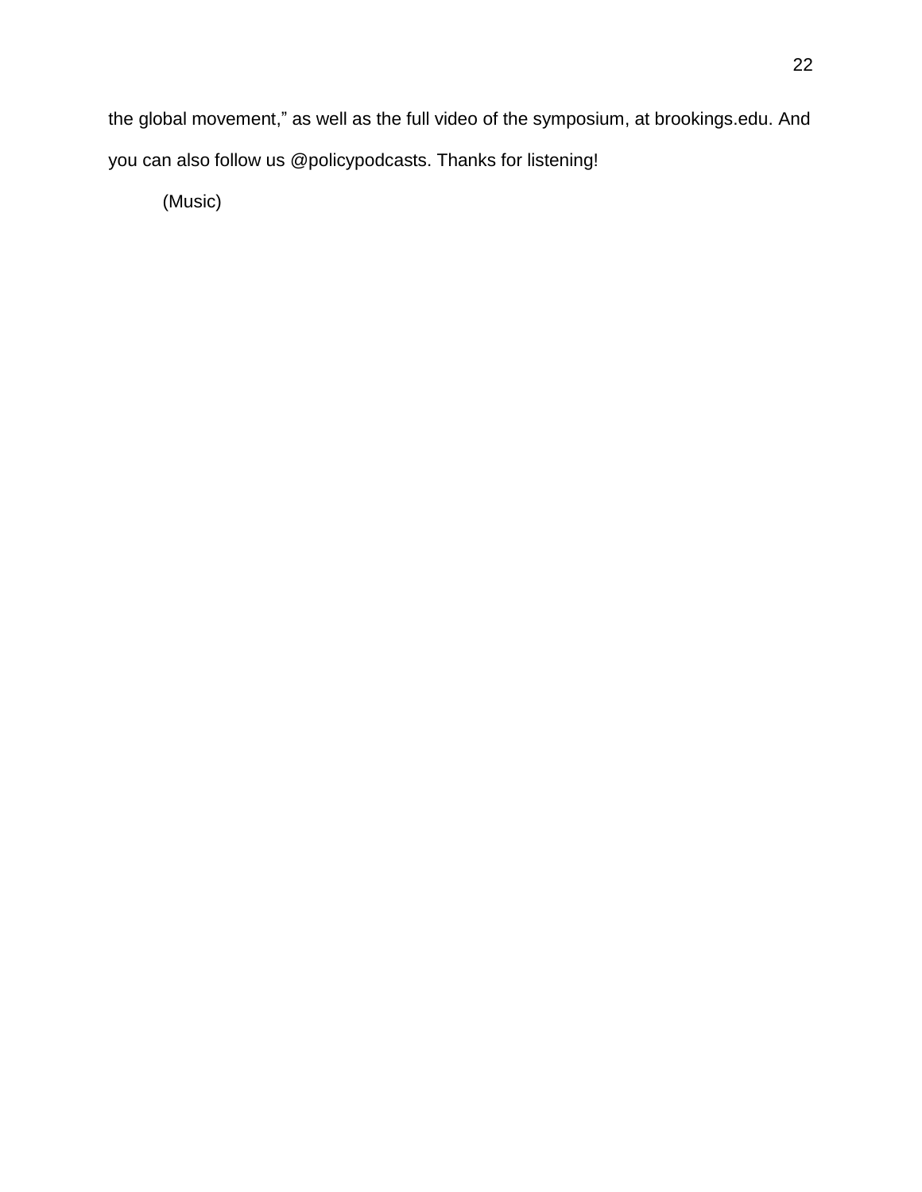the global movement," as well as the full video of the symposium, at brookings.edu. And you can also follow us @policypodcasts. Thanks for listening!

(Music)